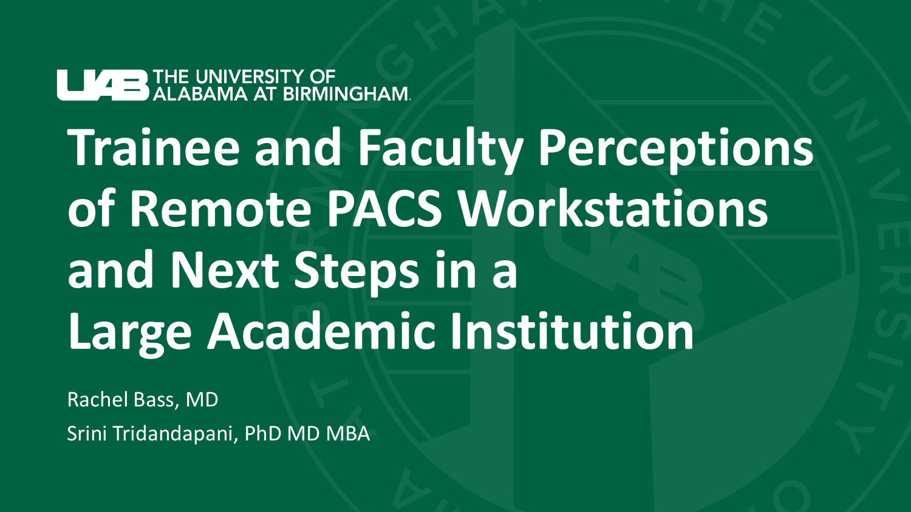THE UNIVERSITY OF ALABAMA AT BIRMINGHAM

# Trainee and Faculty Perceptions of Remote PACS Workstations and Next Steps in a Large Academic Institution

Rachel Bass, MD

Srini Tridandapani, PhD MD MBA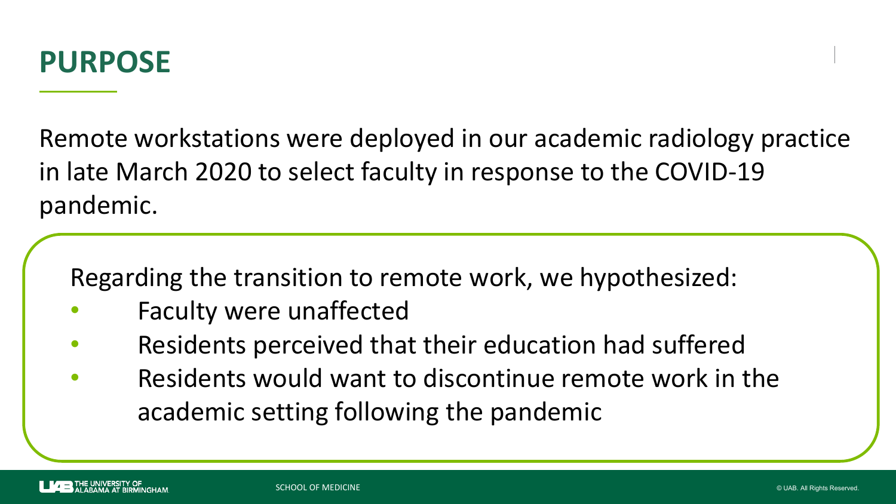# PURPOSE

Remote workstations were deployed in our academic radiology practice in late March 2020 to select faculty in response to the COVID-19 pandemic.

Regarding the transition to remote work, we hypothesized:

- Faculty were unaffected
- Residents perceived that their education had suffered
- Residents would want to discontinue remote work in the academic setting following the pandemic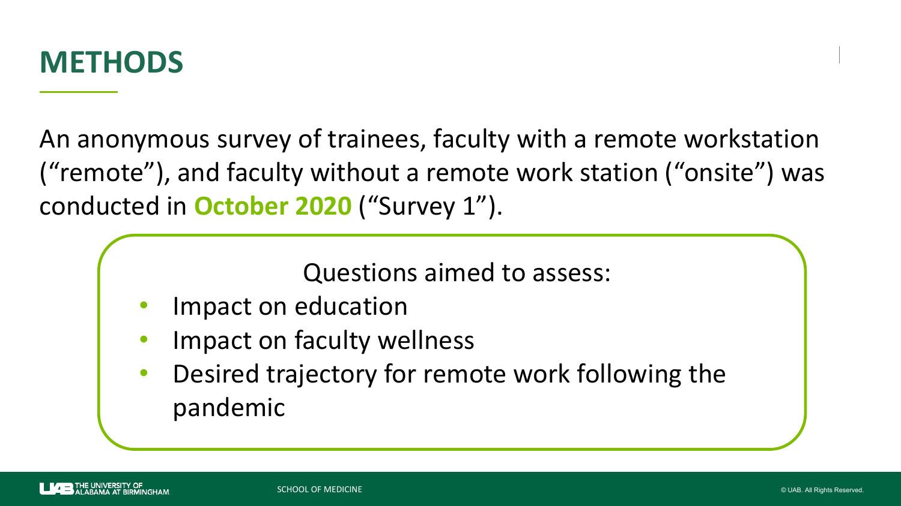# METHODS

An anonymous survey of trainees, faculty with a remote workstation ("remote"), and faculty without a remote work station ("onsite") was conducted in **October 2020** ("Survey 1").

Questions aimed to assess:

- Impact on education
- Impact on faculty wellness
- Desired trajectory for remote work following the pandemic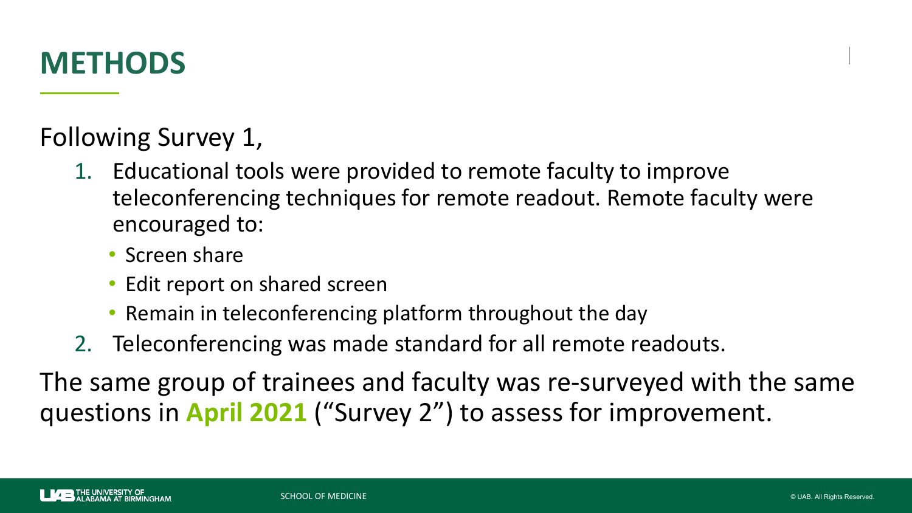# METHODS

Following Survey 1,

1. Educational tools were provided to remote faculty to improve teleconferencing techniques for remote readout. Remote faculty were encouraged to:
   - Screen share
   - Edit report on shared screen
   - Remain in teleconferencing platform throughout the day
2. Teleconferencing was made standard for all remote readouts.

The same group of trainees and faculty was re-surveyed with the same questions in **April 2021** ("Survey 2") to assess for improvement.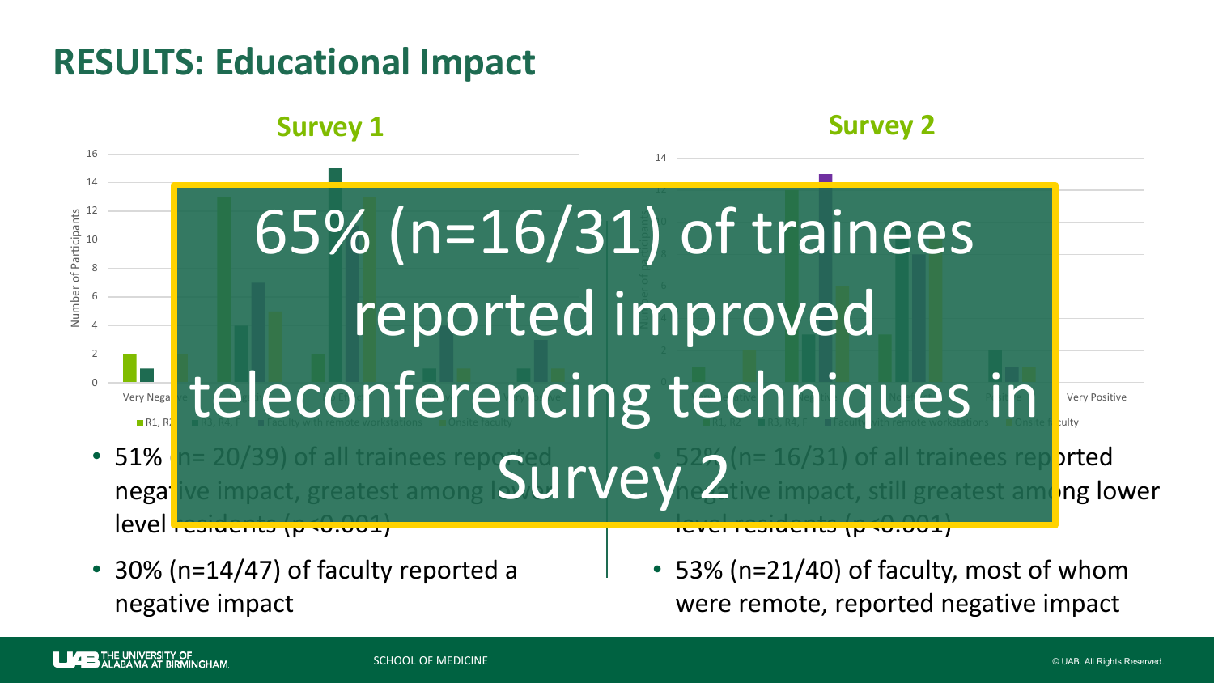## RESULTS: Educational Impact

### Survey 1

- 51% (n= 20/39) of all trainees reported negative impact, greatest among lower level residents ($p < 0.001$)
- 30% (n=14/47) of faculty reported a negative impact

### Survey 2

- 52% (n= 16/31) of all trainees reported negative impact, still greatest among lower level residents ($p < 0.001$)
- 53% (n=21/40) of faculty, most of whom were remote, reported negative impact

**65% (n=16/31) of trainees reported improved teleconferencing techniques in Survey 2**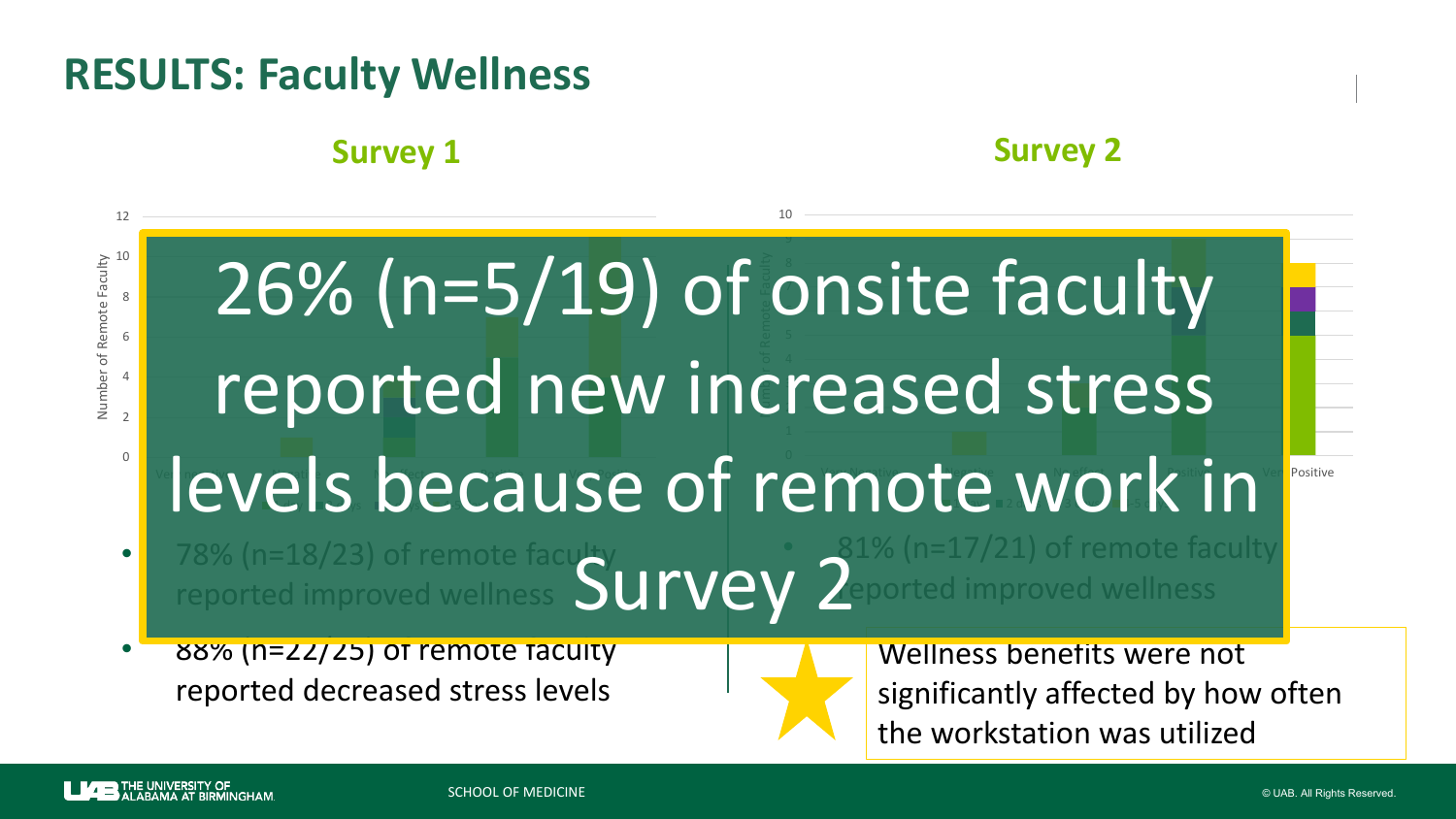# RESULTS: Faculty Wellness

**Survey 1**

**Survey 2**

26% (n=5/19) of onsite faculty reported new increased stress levels because of remote work in Survey 2

- 78% (n=18/23) of remote faculty reported improved wellness
- 88% (n=22/25) of remote faculty reported decreased stress levels

- 81% (n=17/21) of remote faculty reported improved wellness

Wellness benefits were not significantly affected by how often the workstation was utilized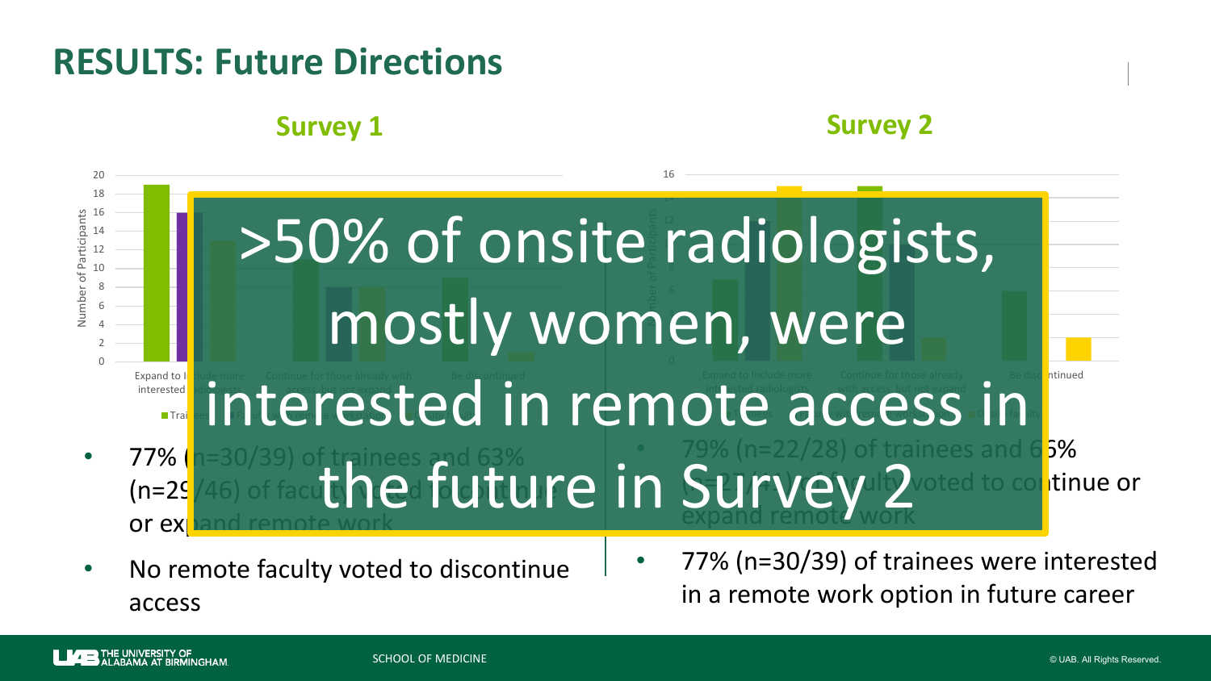# RESULTS: Future Directions

## Survey 1

- 77% (n=30/39) of trainees and 63% (n=29/46) of faculty voted to continue or expand remote work
- No remote faculty voted to discontinue access

## Survey 2

- 79% (n=22/28) of trainees and 65% (n=27/41) of faculty voted to continue or expand remote work
- 77% (n=30/39) of trainees were interested in a remote work option in future career

>50% of onsite radiologists, mostly women, were interested in remote access in the future in Survey 2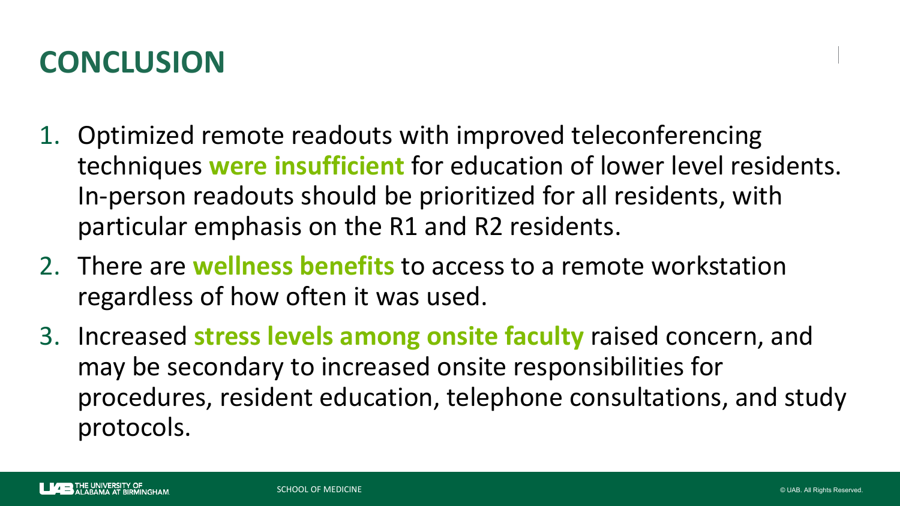# CONCLUSION

1. Optimized remote readouts with improved teleconferencing techniques **were insufficient** for education of lower level residents. In-person readouts should be prioritized for all residents, with particular emphasis on the R1 and R2 residents.
2. There are **wellness benefits** to access to a remote workstation regardless of how often it was used.
3. Increased **stress levels among onsite faculty** raised concern, and may be secondary to increased onsite responsibilities for procedures, resident education, telephone consultations, and study protocols.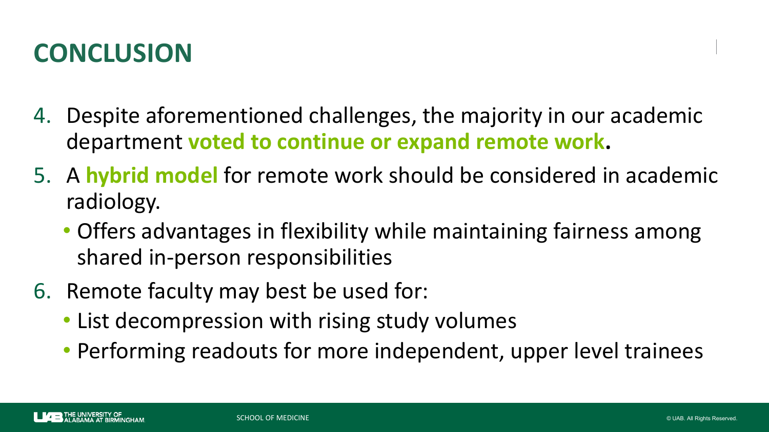# CONCLUSION

4. Despite aforementioned challenges, the majority in our academic department **voted to continue or expand remote work**.
5. A **hybrid model** for remote work should be considered in academic radiology.
   - Offers advantages in flexibility while maintaining fairness among shared in-person responsibilities
6. Remote faculty may best be used for:
   - List decompression with rising study volumes
   - Performing readouts for more independent, upper level trainees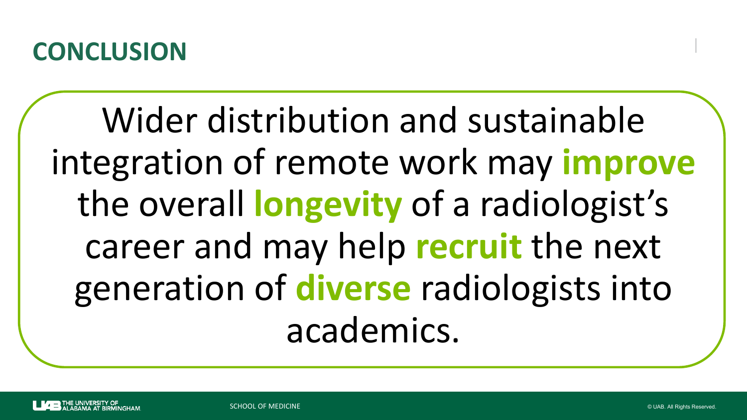# CONCLUSION

Wider distribution and sustainable integration of remote work may **improve** the overall **longevity** of a radiologist's career and may help **recruit** the next generation of **diverse** radiologists into academics.